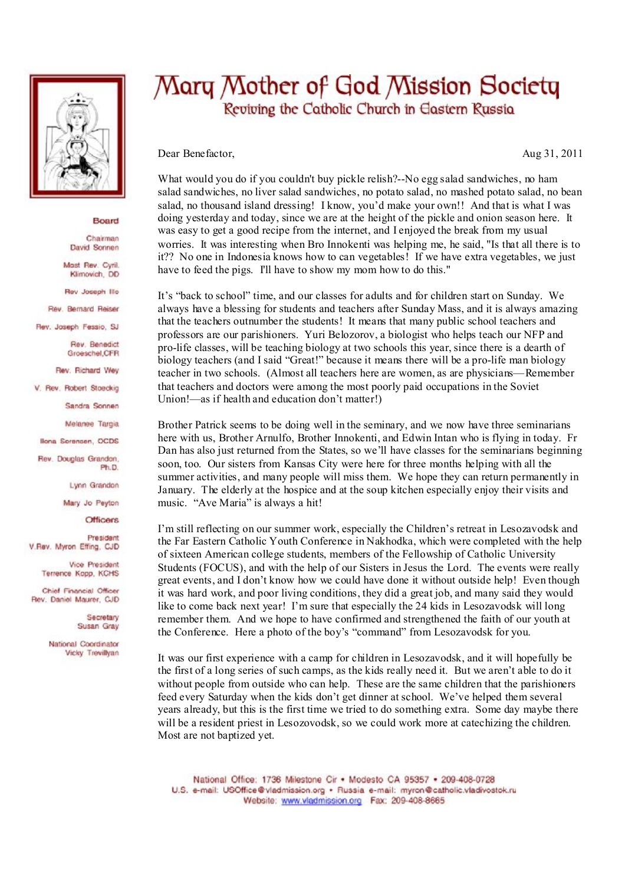# Mary Mother of God Mission Society

## Reviving the Catholic Church in Eastern Russia

**Board**

Chairman
David Sonnen

Most Rev. Cyril Klimovich, DD

Rev Joseph Illo

Rev. Bernard Reiser

Rev. Joseph Fessio, SJ

Rev. Benedict Groeschel, CFR

Rev. Richard Wey

V. Rev. Robert Stoeckig

Sandra Sonnen

Melanee Targia

Ilona Sorensen, OCDS

Rev. Douglas Grandon, Ph.D.

Lynn Grandon

Mary Jo Peyton

**Officers**

President
V.Rev. Myron Effing, CJD

Vice President
Terrence Kopp, KCHS

Chief Financial Officer
Rev. Daniel Maurer, CJD

Secretary
Susan Gray

National Coordinator
Vicky Trevillyan

Dear Benefactor,

Aug 31, 2011

What would you do if you couldn't buy pickle relish?--No egg salad sandwiches, no ham salad sandwiches, no liver salad sandwiches, no potato salad, no mashed potato salad, no bean salad, no thousand island dressing! I know, you'd make your own!! And that is what I was doing yesterday and today, since we are at the height of the pickle and onion season here. It was easy to get a good recipe from the internet, and I enjoyed the break from my usual worries. It was interesting when Bro Innokenti was helping me, he said, "Is that all there is to it?? No one in Indonesia knows how to can vegetables! If we have extra vegetables, we just have to feed the pigs. I'll have to show my mom how to do this."

It's "back to school" time, and our classes for adults and for children start on Sunday. We always have a blessing for students and teachers after Sunday Mass, and it is always amazing that the teachers outnumber the students! It means that many public school teachers and professors are our parishioners. Yuri Belozorov, a biologist who helps teach our NFP and pro-life classes, will be teaching biology at two schools this year, since there is a dearth of biology teachers (and I said "Great!" because it means there will be a pro-life man biology teacher in two schools. (Almost all teachers here are women, as are physicians—Remember that teachers and doctors were among the most poorly paid occupations in the Soviet Union!—as if health and education don't matter!)

Brother Patrick seems to be doing well in the seminary, and we now have three seminarians here with us, Brother Arnulfo, Brother Innokenti, and Edwin Intan who is flying in today. Fr Dan has also just returned from the States, so we'll have classes for the seminarians beginning soon, too. Our sisters from Kansas City were here for three months helping with all the summer activities, and many people will miss them. We hope they can return permanently in January. The elderly at the hospice and at the soup kitchen especially enjoy their visits and music. "Ave Maria" is always a hit!

I'm still reflecting on our summer work, especially the Children's retreat in Lesozavodsk and the Far Eastern Catholic Youth Conference in Nakhodka, which were completed with the help of sixteen American college students, members of the Fellowship of Catholic University Students (FOCUS), and with the help of our Sisters in Jesus the Lord. The events were really great events, and I don't know how we could have done it without outside help! Even though it was hard work, and poor living conditions, they did a great job, and many said they would like to come back next year! I'm sure that especially the 24 kids in Lesozavodsk will long remember them. And we hope to have confirmed and strengthened the faith of our youth at the Conference. Here a photo of the boy's "command" from Lesozavodsk for you.

It was our first experience with a camp for children in Lesozavodsk, and it will hopefully be the first of a long series of such camps, as the kids really need it. But we aren't able to do it without people from outside who can help. These are the same children that the parishioners feed every Saturday when the kids don't get dinner at school. We've helped them several years already, but this is the first time we tried to do something extra. Some day maybe there will be a resident priest in Lesozovodsk, so we could work more at catechizing the children. Most are not baptized yet.

National Office: 1736 Milestone Cir • Modesto CA 95357 • 209-408-0728
U.S. e-mail: USOffice@vladmission.org • Russia e-mail: myron@catholic.vladivostok.ru
Website: www.vladmission.org Fax: 209-408-8665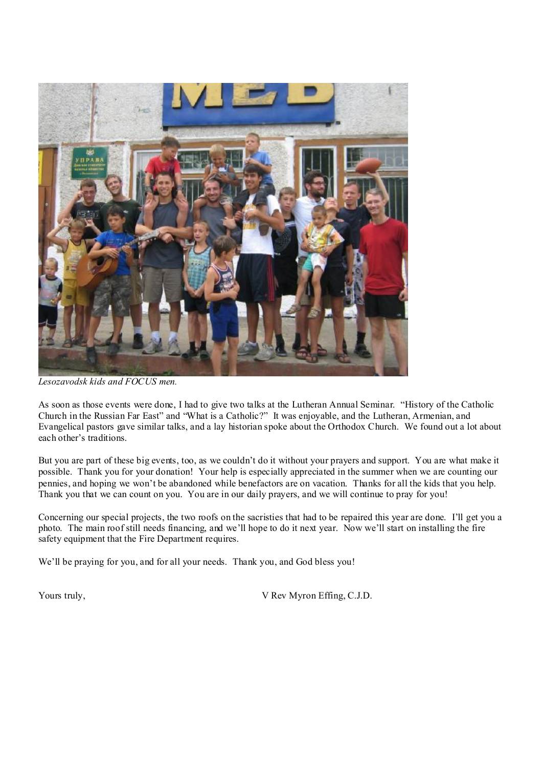*Lesozavodsk kids and FOCUS men.*

As soon as those events were done, I had to give two talks at the Lutheran Annual Seminar. "History of the Catholic Church in the Russian Far East" and "What is a Catholic?" It was enjoyable, and the Lutheran, Armenian, and Evangelical pastors gave similar talks, and a lay historian spoke about the Orthodox Church. We found out a lot about each other's traditions.

But you are part of these big events, too, as we couldn't do it without your prayers and support. You are what make it possible. Thank you for your donation! Your help is especially appreciated in the summer when we are counting our pennies, and hoping we won't be abandoned while benefactors are on vacation. Thanks for all the kids that you help. Thank you that we can count on you. You are in our daily prayers, and we will continue to pray for you!

Concerning our special projects, the two roofs on the sacristies that had to be repaired this year are done. I'll get you a photo. The main roof still needs financing, and we'll hope to do it next year. Now we'll start on installing the fire safety equipment that the Fire Department requires.

We'll be praying for you, and for all your needs. Thank you, and God bless you!

Yours truly,

V Rev Myron Effing, C.J.D.